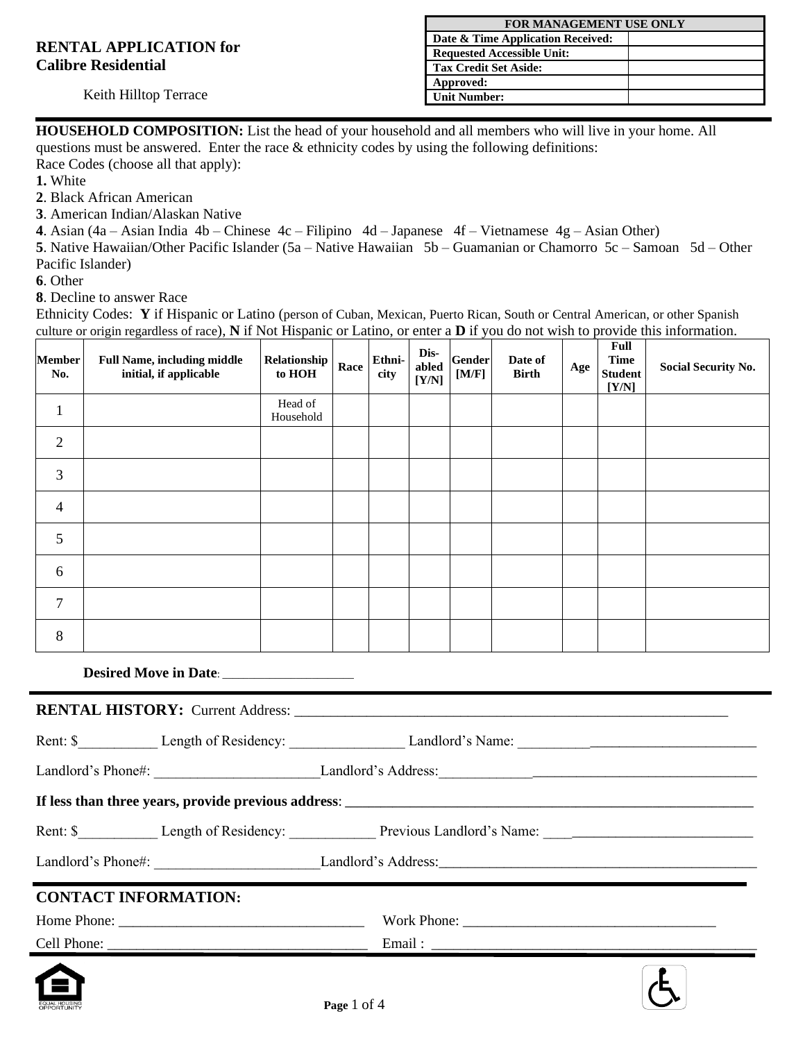# RENTAL APPLICATION for Calibre Residential

Keith Hilltop Terrace

| FOR MANAGEMENT USE ONLY | |
|---|---|
| **Date & Time Application Received:** | |
| **Requested Accessible Unit:** | |
| **Tax Credit Set Aside:** | |
| **Approved:** | |
| **Unit Number:** | |

**HOUSEHOLD COMPOSITION:** List the head of your household and all members who will live in your home. All questions must be answered. Enter the race & ethnicity codes by using the following definitions:

Race Codes (choose all that apply):

**1.** White
**2**. Black African American
**3**. American Indian/Alaskan Native
**4**. Asian (4a – Asian India 4b – Chinese 4c – Filipino 4d – Japanese 4f – Vietnamese 4g – Asian Other)
**5**. Native Hawaiian/Other Pacific Islander (5a – Native Hawaiian 5b – Guamanian or Chamorro 5c – Samoan 5d – Other Pacific Islander)
**6**. Other
**8**. Decline to answer Race

Ethnicity Codes: **Y** if Hispanic or Latino (person of Cuban, Mexican, Puerto Rican, South or Central American, or other Spanish culture or origin regardless of race), **N** if Not Hispanic or Latino, or enter a **D** if you do not wish to provide this information.

| Member No. | Full Name, including middle initial, if applicable | Relationship to HOH | Race | Ethnicity | Disabled [Y/N] | Gender [M/F] | Date of Birth | Age | Full Time Student [Y/N] | Social Security No. |
|---|---|---|---|---|---|---|---|---|---|---|
| 1 | | Head of Household | | | | | | | | |
| 2 | | | | | | | | | | |
| 3 | | | | | | | | | | |
| 4 | | | | | | | | | | |
| 5 | | | | | | | | | | |
| 6 | | | | | | | | | | |
| 7 | | | | | | | | | | |
| 8 | | | | | | | | | | |

**Desired Move in Date**: ___________________

**RENTAL HISTORY:** Current Address: ____________________________________________________________

Rent: $___________ Length of Residency: ________________ Landlord's Name: _________________________________

Landlord's Phone#: _______________________Landlord's Address:_____________________________________________

**If less than three years, provide previous address**: _________________________________________________________

Rent: $___________ Length of Residency: ____________ Previous Landlord's Name: _____________________________

Landlord's Phone#: _______________________Landlord's Address:_____________________________________________

## CONTACT INFORMATION:

Home Phone: __________________________________ Work Phone: ___________________________________

Cell Phone: ____________________________________ Email : ______________________________________________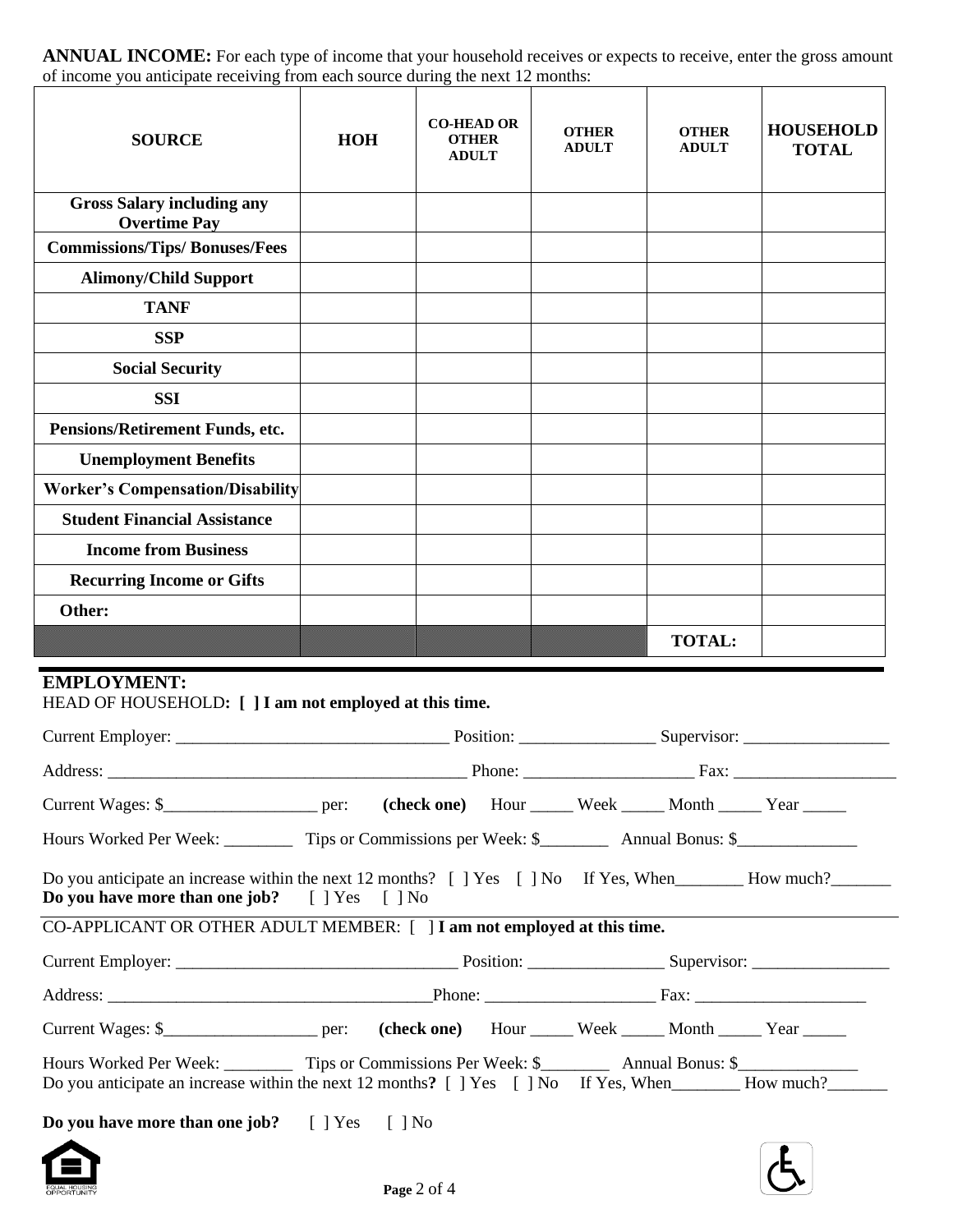**ANNUAL INCOME:** For each type of income that your household receives or expects to receive, enter the gross amount of income you anticipate receiving from each source during the next 12 months:

| SOURCE | HOH | CO-HEAD OR OTHER ADULT | OTHER ADULT | OTHER ADULT | HOUSEHOLD TOTAL |
|---|---|---|---|---|---|
| Gross Salary including any Overtime Pay | | | | | |
| Commissions/Tips/ Bonuses/Fees | | | | | |
| Alimony/Child Support | | | | | |
| TANF | | | | | |
| SSP | | | | | |
| Social Security | | | | | |
| SSI | | | | | |
| Pensions/Retirement Funds, etc. | | | | | |
| Unemployment Benefits | | | | | |
| Worker's Compensation/Disability | | | | | |
| Student Financial Assistance | | | | | |
| Income from Business | | | | | |
| Recurring Income or Gifts | | | | | |
| Other: | | | | | |
| | | | | TOTAL: | |

## EMPLOYMENT:

HEAD OF HOUSEHOLD**: [ ] I am not employed at this time.**

Current Employer: ________________________________ Position: ________________ Supervisor: _________________

Address: __________________________________________ Phone: ____________________ Fax: ____________________

Current Wages: $__________________ per: **(check one)** Hour _____ Week _____ Month _____ Year _____

Hours Worked Per Week: ________ Tips or Commissions per Week: $________ Annual Bonus: $______________

Do you anticipate an increase within the next 12 months? [ ] Yes [ ] No If Yes, When________ How much?_______
**Do you have more than one job?** [ ] Yes [ ] No

CO-APPLICANT OR OTHER ADULT MEMBER: [ ] **I am not employed at this time.**

Current Employer: _________________________________ Position: ________________ Supervisor: ________________

Address: ______________________________________Phone: ____________________ Fax: ____________________

Current Wages: $__________________ per: **(check one)** Hour _____ Week _____ Month _____ Year _____

Hours Worked Per Week: ________ Tips or Commissions Per Week: $________ Annual Bonus: $______________
Do you anticipate an increase within the next 12 months**?** [ ] Yes [ ] No If Yes, When________ How much?_______

**Do you have more than one job?** [ ] Yes [ ] No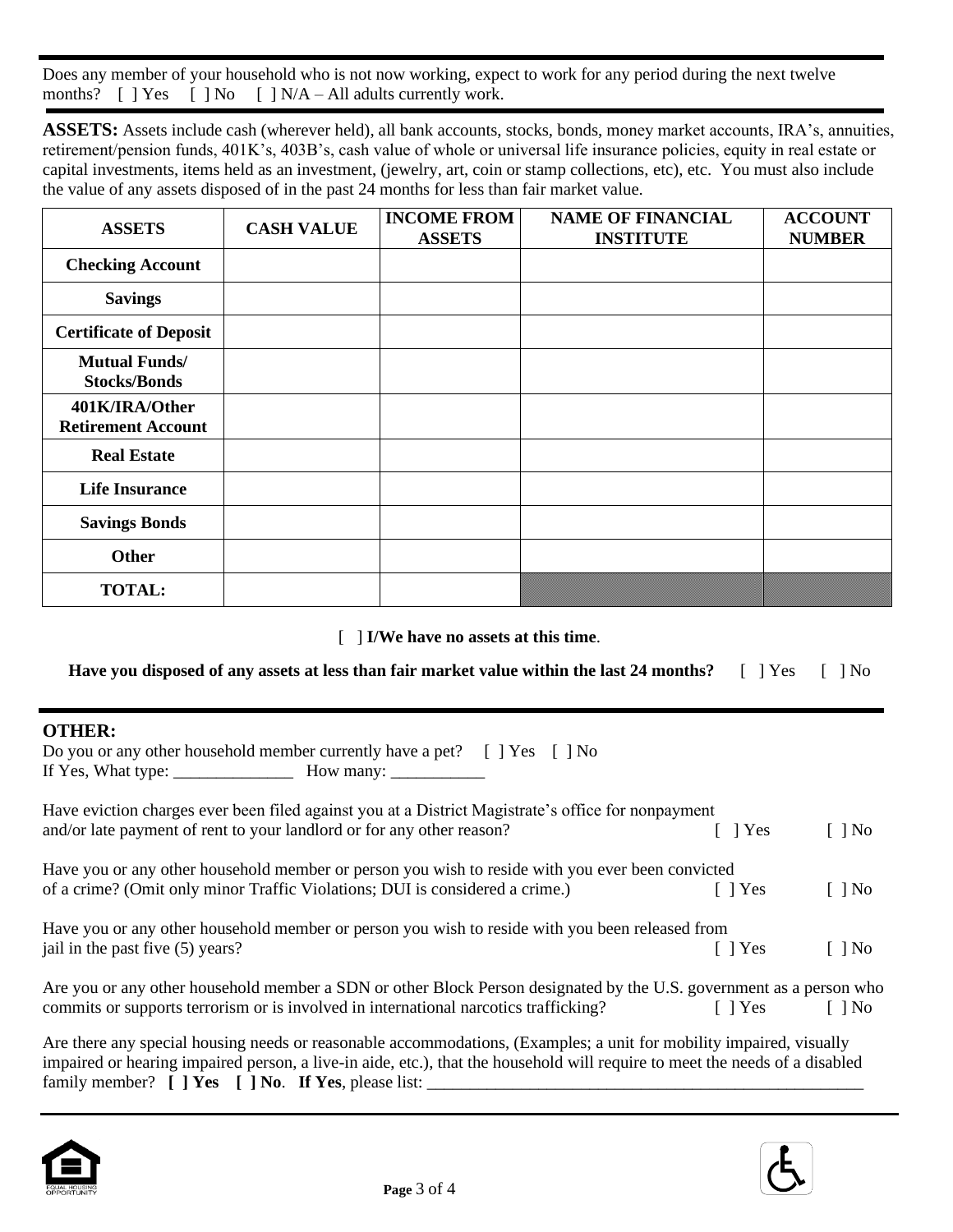Does any member of your household who is not now working, expect to work for any period during the next twelve months? [ ] Yes [ ] No [ ] N/A – All adults currently work.

**ASSETS:** Assets include cash (wherever held), all bank accounts, stocks, bonds, money market accounts, IRA's, annuities, retirement/pension funds, 401K's, 403B's, cash value of whole or universal life insurance policies, equity in real estate or capital investments, items held as an investment, (jewelry, art, coin or stamp collections, etc), etc. You must also include the value of any assets disposed of in the past 24 months for less than fair market value.

| ASSETS | CASH VALUE | INCOME FROM ASSETS | NAME OF FINANCIAL INSTITUTE | ACCOUNT NUMBER |
|---|---|---|---|---|
| **Checking Account** | | | | |
| **Savings** | | | | |
| **Certificate of Deposit** | | | | |
| **Mutual Funds/ Stocks/Bonds** | | | | |
| **401K/IRA/Other Retirement Account** | | | | |
| **Real Estate** | | | | |
| **Life Insurance** | | | | |
| **Savings Bonds** | | | | |
| **Other** | | | | |
| **TOTAL:** | | | | |

[ ] **I/We have no assets at this time**.

**Have you disposed of any assets at less than fair market value within the last 24 months?** [ ] Yes [ ] No

## OTHER:

Do you or any other household member currently have a pet? [ ] Yes [ ] No
If Yes, What type: ______________ How many: ___________

Have eviction charges ever been filed against you at a District Magistrate's office for nonpayment and/or late payment of rent to your landlord or for any other reason? [ ] Yes [ ] No

Have you or any other household member or person you wish to reside with you ever been convicted of a crime? (Omit only minor Traffic Violations; DUI is considered a crime.) [ ] Yes [ ] No

Have you or any other household member or person you wish to reside with you been released from jail in the past five (5) years? [ ] Yes [ ] No

Are you or any other household member a SDN or other Block Person designated by the U.S. government as a person who commits or supports terrorism or is involved in international narcotics trafficking? [ ] Yes [ ] No

Are there any special housing needs or reasonable accommodations, (Examples; a unit for mobility impaired, visually impaired or hearing impaired person, a live-in aide, etc.), that the household will require to meet the needs of a disabled family member? **[ ] Yes [ ] No**. **If Yes**, please list: ____________________________________________________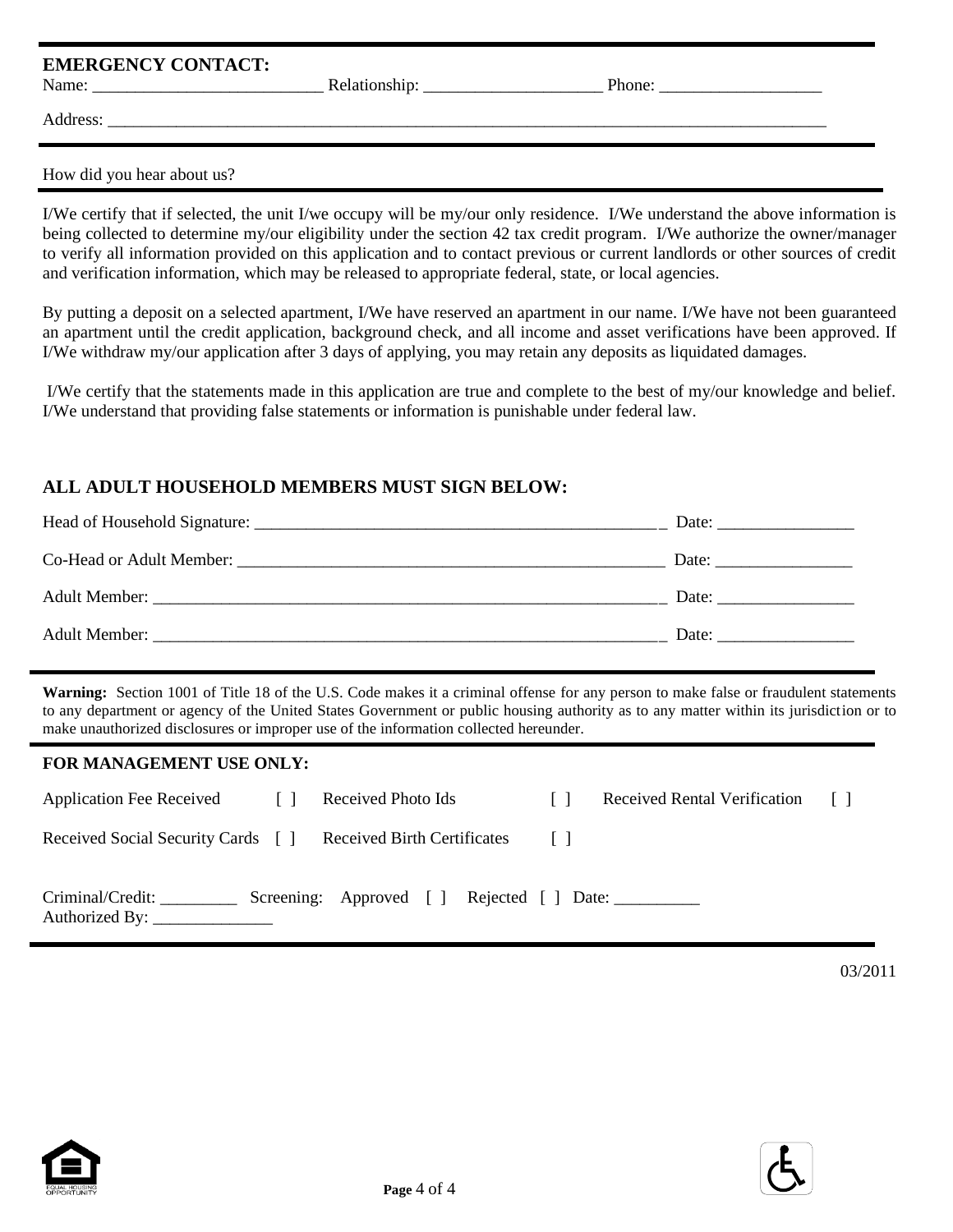**EMERGENCY CONTACT:**

Name: ___________________________ Relationship: _____________________ Phone: ___________________

Address: _________________________________________________________________________________________

How did you hear about us?

I/We certify that if selected, the unit I/we occupy will be my/our only residence. I/We understand the above information is being collected to determine my/our eligibility under the section 42 tax credit program. I/We authorize the owner/manager to verify all information provided on this application and to contact previous or current landlords or other sources of credit and verification information, which may be released to appropriate federal, state, or local agencies.

By putting a deposit on a selected apartment, I/We have reserved an apartment in our name. I/We have not been guaranteed an apartment until the credit application, background check, and all income and asset verifications have been approved. If I/We withdraw my/our application after 3 days of applying, you may retain any deposits as liquidated damages.

I/We certify that the statements made in this application are true and complete to the best of my/our knowledge and belief. I/We understand that providing false statements or information is punishable under federal law.

## ALL ADULT HOUSEHOLD MEMBERS MUST SIGN BELOW:

Head of Household Signature: _________________________________________________ Date: ________________

Co-Head or Adult Member: _____________________________________________________ Date: ________________

Adult Member: ________________________________________________________________ Date: ________________

Adult Member: ________________________________________________________________ Date: ________________

**Warning:** Section 1001 of Title 18 of the U.S. Code makes it a criminal offense for any person to make false or fraudulent statements to any department or agency of the United States Government or public housing authority as to any matter within its jurisdiction or to make unauthorized disclosures or improper use of the information collected hereunder.

**FOR MANAGEMENT USE ONLY:**

Application Fee Received [ ] Received Photo Ids [ ] Received Rental Verification [ ]

Received Social Security Cards [ ] Received Birth Certificates [ ]

Criminal/Credit: _________ Screening: Approved [ ] Rejected [ ] Date: __________
Authorized By: ______________

03/2011